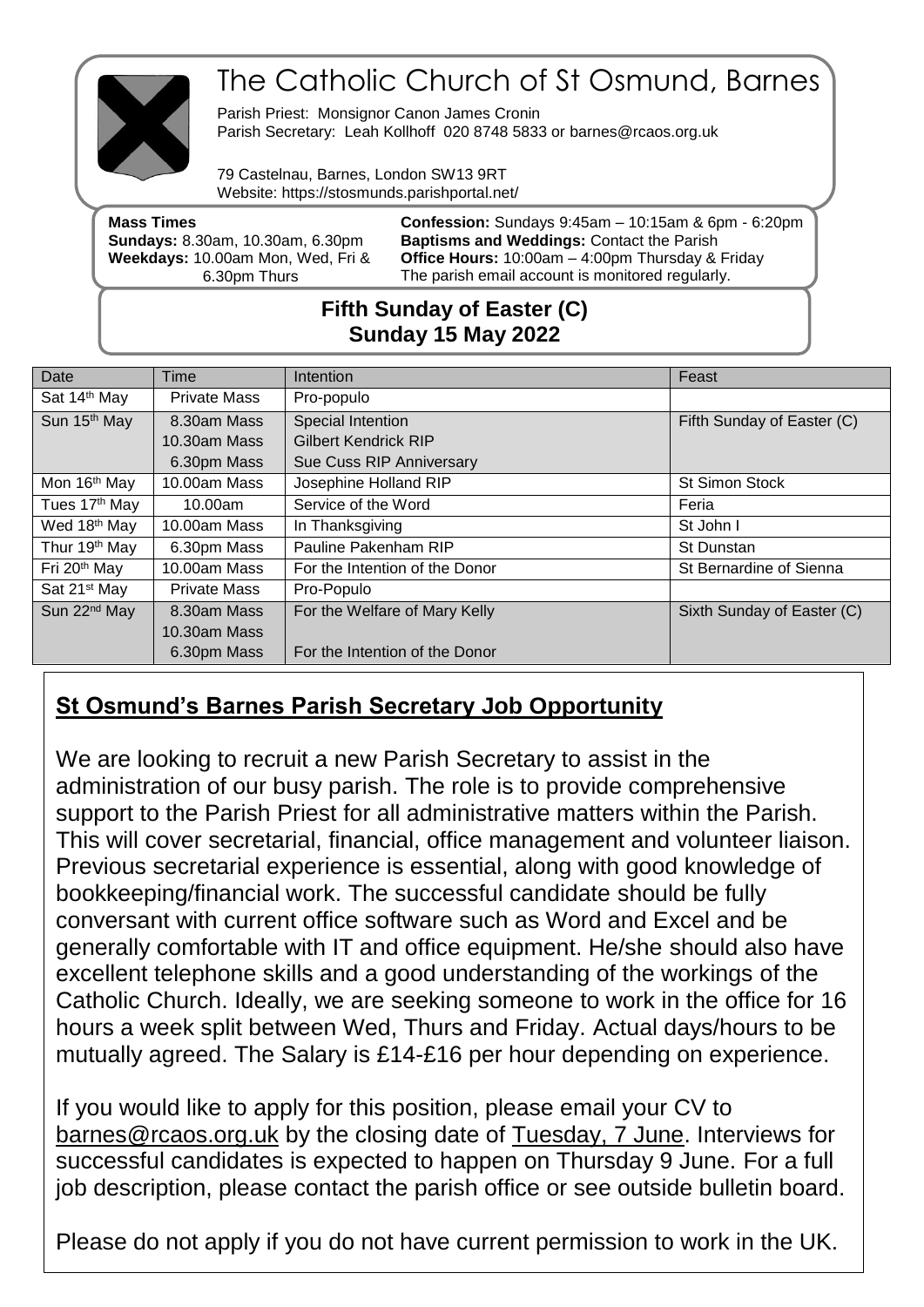# The Catholic Church of St Osmund, Barnes

Parish Priest: Monsignor Canon James Cronin
Parish Secretary: Leah Kollhoff 020 8748 5833 or barnes@rcaos.org.uk

79 Castelnau, Barnes, London SW13 9RT
Website: https://stosmunds.parishportal.net/

**Mass Times**
**Sundays:** 8.30am, 10.30am, 6.30pm
**Weekdays:** 10.00am Mon, Wed, Fri & 6.30pm Thurs

**Confession:** Sundays 9:45am – 10:15am & 6pm - 6:20pm
**Baptisms and Weddings:** Contact the Parish
**Office Hours:** 10:00am – 4:00pm Thursday & Friday
The parish email account is monitored regularly.

## Fifth Sunday of Easter (C)
## Sunday 15 May 2022

| Date | Time | Intention | Feast |
|---|---|---|---|
| Sat 14th May | Private Mass | Pro-populo | |
| Sun 15th May | 8.30am Mass<br>10.30am Mass<br>6.30pm Mass | Special Intention<br>Gilbert Kendrick RIP<br>Sue Cuss RIP Anniversary | Fifth Sunday of Easter (C) |
| Mon 16th May | 10.00am Mass | Josephine Holland RIP | St Simon Stock |
| Tues 17th May | 10.00am | Service of the Word | Feria |
| Wed 18th May | 10.00am Mass | In Thanksgiving | St John I |
| Thur 19th May | 6.30pm Mass | Pauline Pakenham RIP | St Dunstan |
| Fri 20th May | 10.00am Mass | For the Intention of the Donor | St Bernardine of Sienna |
| Sat 21st May | Private Mass | Pro-Populo | |
| Sun 22nd May | 8.30am Mass<br>10.30am Mass<br>6.30pm Mass | For the Welfare of Mary Kelly<br><br>For the Intention of the Donor | Sixth Sunday of Easter (C) |

## St Osmund's Barnes Parish Secretary Job Opportunity

We are looking to recruit a new Parish Secretary to assist in the administration of our busy parish. The role is to provide comprehensive support to the Parish Priest for all administrative matters within the Parish. This will cover secretarial, financial, office management and volunteer liaison. Previous secretarial experience is essential, along with good knowledge of bookkeeping/financial work. The successful candidate should be fully conversant with current office software such as Word and Excel and be generally comfortable with IT and office equipment. He/she should also have excellent telephone skills and a good understanding of the workings of the Catholic Church. Ideally, we are seeking someone to work in the office for 16 hours a week split between Wed, Thurs and Friday. Actual days/hours to be mutually agreed. The Salary is £14-£16 per hour depending on experience.

If you would like to apply for this position, please email your CV to barnes@rcaos.org.uk by the closing date of Tuesday, 7 June. Interviews for successful candidates is expected to happen on Thursday 9 June. For a full job description, please contact the parish office or see outside bulletin board.

Please do not apply if you do not have current permission to work in the UK.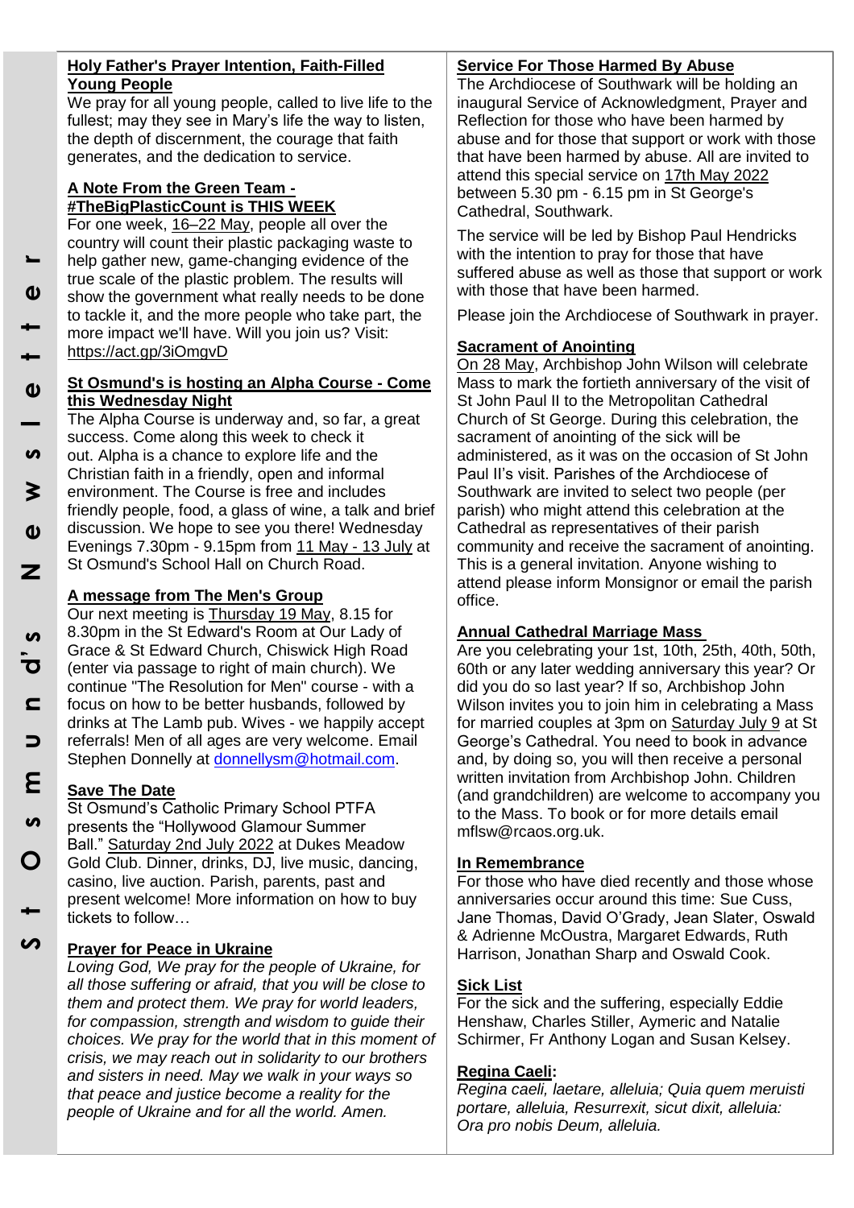## Holy Father's Prayer Intention, Faith-Filled Young People

We pray for all young people, called to live life to the fullest; may they see in Mary's life the way to listen, the depth of discernment, the courage that faith generates, and the dedication to service.

## A Note From the Green Team - #TheBigPlasticCount is THIS WEEK

For one week, 16–22 May, people all over the country will count their plastic packaging waste to help gather new, game-changing evidence of the true scale of the plastic problem. The results will show the government what really needs to be done to tackle it, and the more people who take part, the more impact we'll have. Will you join us? Visit: https://act.gp/3iOmgvD

## St Osmund's is hosting an Alpha Course - Come this Wednesday Night

The Alpha Course is underway and, so far, a great success. Come along this week to check it out. Alpha is a chance to explore life and the Christian faith in a friendly, open and informal environment. The Course is free and includes friendly people, food, a glass of wine, a talk and brief discussion. We hope to see you there! Wednesday Evenings 7.30pm - 9.15pm from 11 May - 13 July at St Osmund's School Hall on Church Road.

## A message from The Men's Group

Our next meeting is Thursday 19 May, 8.15 for 8.30pm in the St Edward's Room at Our Lady of Grace & St Edward Church, Chiswick High Road (enter via passage to right of main church). We continue "The Resolution for Men" course - with a focus on how to be better husbands, followed by drinks at The Lamb pub. Wives - we happily accept referrals! Men of all ages are very welcome. Email Stephen Donnelly at donnellysm@hotmail.com.

## Save The Date

St Osmund's Catholic Primary School PTFA presents the "Hollywood Glamour Summer Ball." Saturday 2nd July 2022 at Dukes Meadow Gold Club. Dinner, drinks, DJ, live music, dancing, casino, live auction. Parish, parents, past and present welcome! More information on how to buy tickets to follow…

## Prayer for Peace in Ukraine

*Loving God, We pray for the people of Ukraine, for all those suffering or afraid, that you will be close to them and protect them. We pray for world leaders, for compassion, strength and wisdom to guide their choices. We pray for the world that in this moment of crisis, we may reach out in solidarity to our brothers and sisters in need. May we walk in your ways so that peace and justice become a reality for the people of Ukraine and for all the world. Amen.*

## Service For Those Harmed By Abuse

The Archdiocese of Southwark will be holding an inaugural Service of Acknowledgment, Prayer and Reflection for those who have been harmed by abuse and for those that support or work with those that have been harmed by abuse. All are invited to attend this special service on 17th May 2022 between 5.30 pm - 6.15 pm in St George's Cathedral, Southwark.

The service will be led by Bishop Paul Hendricks with the intention to pray for those that have suffered abuse as well as those that support or work with those that have been harmed.

Please join the Archdiocese of Southwark in prayer.

## Sacrament of Anointing

On 28 May, Archbishop John Wilson will celebrate Mass to mark the fortieth anniversary of the visit of St John Paul II to the Metropolitan Cathedral Church of St George. During this celebration, the sacrament of anointing of the sick will be administered, as it was on the occasion of St John Paul II's visit. Parishes of the Archdiocese of Southwark are invited to select two people (per parish) who might attend this celebration at the Cathedral as representatives of their parish community and receive the sacrament of anointing. This is a general invitation. Anyone wishing to attend please inform Monsignor or email the parish office.

## Annual Cathedral Marriage Mass

Are you celebrating your 1st, 10th, 25th, 40th, 50th, 60th or any later wedding anniversary this year? Or did you do so last year? If so, Archbishop John Wilson invites you to join him in celebrating a Mass for married couples at 3pm on Saturday July 9 at St George's Cathedral. You need to book in advance and, by doing so, you will then receive a personal written invitation from Archbishop John. Children (and grandchildren) are welcome to accompany you to the Mass. To book or for more details email mflsw@rcaos.org.uk.

## In Remembrance

For those who have died recently and those whose anniversaries occur around this time: Sue Cuss, Jane Thomas, David O'Grady, Jean Slater, Oswald & Adrienne McOustra, Margaret Edwards, Ruth Harrison, Jonathan Sharp and Oswald Cook.

## Sick List

For the sick and the suffering, especially Eddie Henshaw, Charles Stiller, Aymeric and Natalie Schirmer, Fr Anthony Logan and Susan Kelsey.

## Regina Caeli:

*Regina caeli, laetare, alleluia; Quia quem meruisti portare, alleluia, Resurrexit, sicut dixit, alleluia: Ora pro nobis Deum, alleluia.*